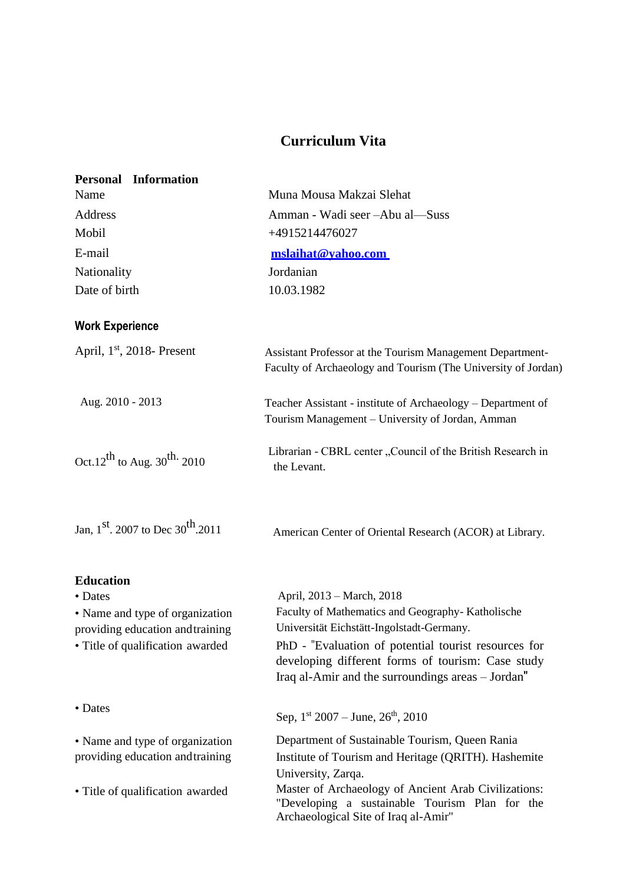# Curriculum Vita

## Personal Information

| | |
|---|---|
| Name | Muna Mousa Makzai Slehat |
| Address | Amman - Wadi seer –Abu al—Suss |
| Mobil | +4915214476027 |
| E-mail | **mslaihat@yahoo.com** |
| Nationality | Jordanian |
| Date of birth | 10.03.1982 |

## Work Experience

| | |
|---|---|
| April, 1st, 2018- Present | Assistant Professor at the Tourism Management Department- Faculty of Archaeology and Tourism (The University of Jordan) |
| Aug. 2010 - 2013 | Teacher Assistant - institute of Archaeology – Department of Tourism Management – University of Jordan, Amman |
| Oct.12th to Aug. 30th. 2010 | Librarian - CBRL center „Council of the British Research in the Levant. |
| Jan, 1st. 2007 to Dec 30th.2011 | American Center of Oriental Research (ACOR) at Library. |

## Education

| | |
|---|---|
| • Dates | April, 2013 – March, 2018 |
| • Name and type of organization providing education and training | Faculty of Mathematics and Geography- Katholische Universität Eichstätt-Ingolstadt-Germany. |
| • Title of qualification awarded | PhD - "Evaluation of potential tourist resources for developing different forms of tourism: Case study Iraq al-Amir and the surroundings areas – Jordan" |
| • Dates | Sep, 1st 2007 – June, 26th, 2010 |
| • Name and type of organization providing education and training | Department of Sustainable Tourism, Queen Rania Institute of Tourism and Heritage (QRITH). Hashemite University, Zarqa. |
| • Title of qualification awarded | Master of Archaeology of Ancient Arab Civilizations: "Developing a sustainable Tourism Plan for the Archaeological Site of Iraq al-Amir" |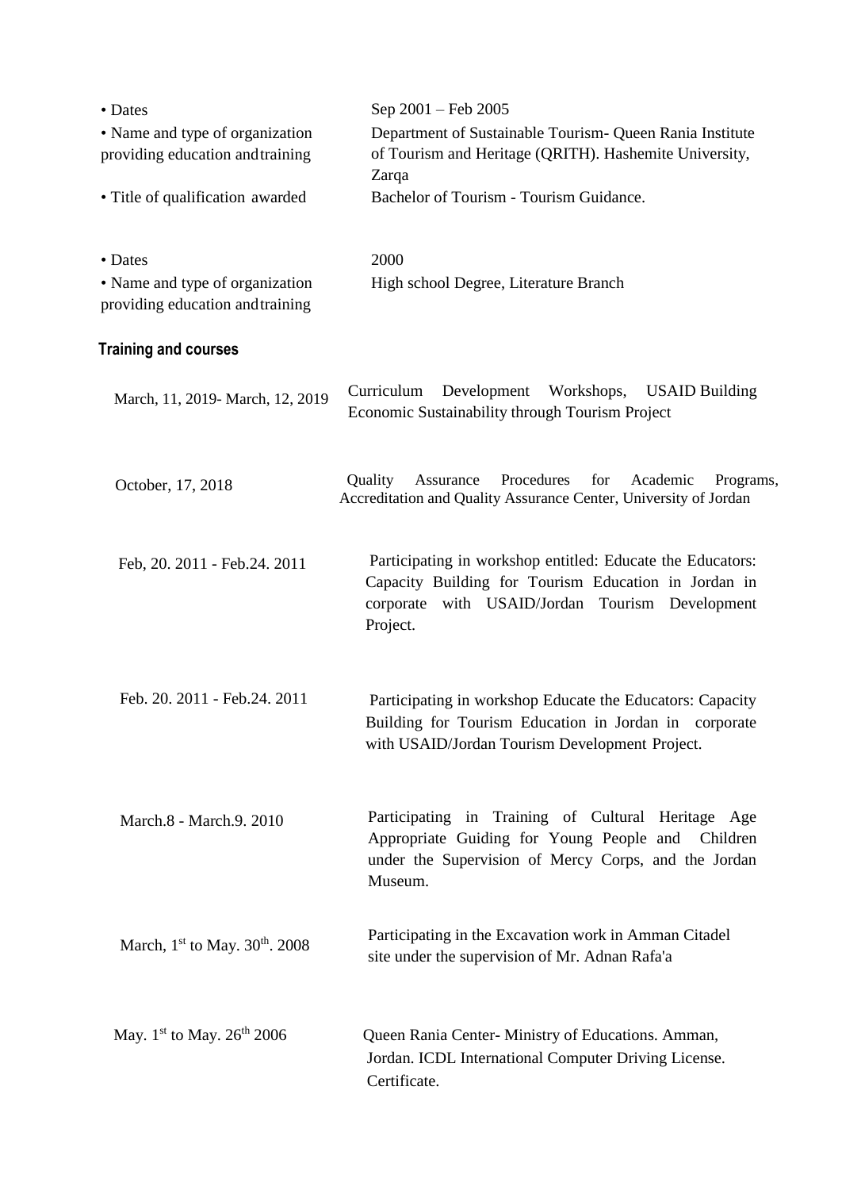| | |
|---|---|
| • Dates | Sep 2001 – Feb 2005 |
| • Name and type of organization providing education and training | Department of Sustainable Tourism- Queen Rania Institute of Tourism and Heritage (QRITH). Hashemite University, Zarqa |
| • Title of qualification awarded | Bachelor of Tourism - Tourism Guidance. |

| | |
|---|---|
| • Dates | 2000 |
| • Name and type of organization providing education and training | High school Degree, Literature Branch |

## Training and courses

| | |
|---|---|
| March, 11, 2019- March, 12, 2019 | Curriculum Development Workshops, USAID Building Economic Sustainability through Tourism Project |
| October, 17, 2018 | Quality Assurance Procedures for Academic Programs, Accreditation and Quality Assurance Center, University of Jordan |
| Feb, 20. 2011 - Feb.24. 2011 | Participating in workshop entitled: Educate the Educators: Capacity Building for Tourism Education in Jordan in corporate with USAID/Jordan Tourism Development Project. |
| Feb. 20. 2011 - Feb.24. 2011 | Participating in workshop Educate the Educators: Capacity Building for Tourism Education in Jordan in corporate with USAID/Jordan Tourism Development Project. |
| March.8 - March.9. 2010 | Participating in Training of Cultural Heritage Age Appropriate Guiding for Young People and Children under the Supervision of Mercy Corps, and the Jordan Museum. |
| March, 1st to May. 30th. 2008 | Participating in the Excavation work in Amman Citadel site under the supervision of Mr. Adnan Rafa'a |
| May. 1st to May. 26th 2006 | Queen Rania Center- Ministry of Educations. Amman, Jordan. ICDL International Computer Driving License. Certificate. |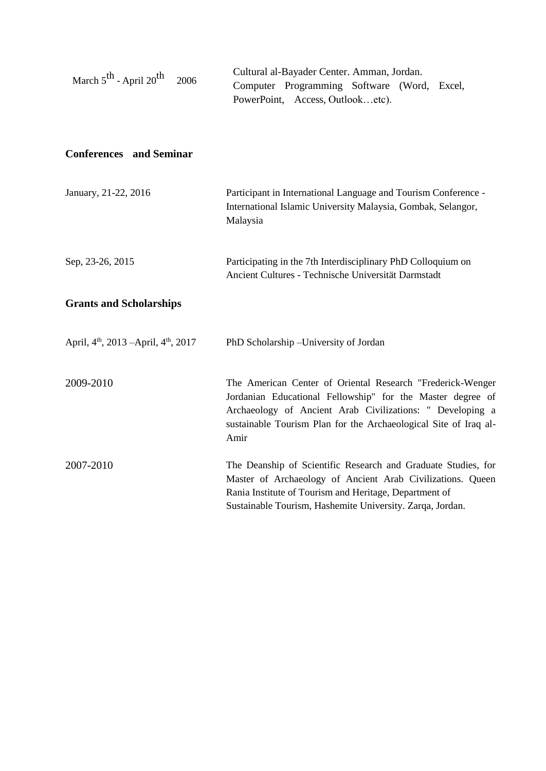| | |
|---|---|
| March $5^{th}$ - April $20^{th}$ 2006 | Cultural al-Bayader Center. Amman, Jordan. Computer Programming Software (Word, Excel, PowerPoint, Access, Outlook…etc). |

## Conferences and Seminar

| | |
|---|---|
| January, 21-22, 2016 | Participant in International Language and Tourism Conference - International Islamic University Malaysia, Gombak, Selangor, Malaysia |
| Sep, 23-26, 2015 | Participating in the 7th Interdisciplinary PhD Colloquium on Ancient Cultures - Technische Universität Darmstadt |

## Grants and Scholarships

| | |
|---|---|
| April, $4^{th}$, 2013 –April, $4^{th}$, 2017 | PhD Scholarship –University of Jordan |
| 2009-2010 | The American Center of Oriental Research "Frederick-Wenger Jordanian Educational Fellowship" for the Master degree of Archaeology of Ancient Arab Civilizations: " Developing a sustainable Tourism Plan for the Archaeological Site of Iraq al-Amir |
| 2007-2010 | The Deanship of Scientific Research and Graduate Studies, for Master of Archaeology of Ancient Arab Civilizations. Queen Rania Institute of Tourism and Heritage, Department of Sustainable Tourism, Hashemite University. Zarqa, Jordan. |